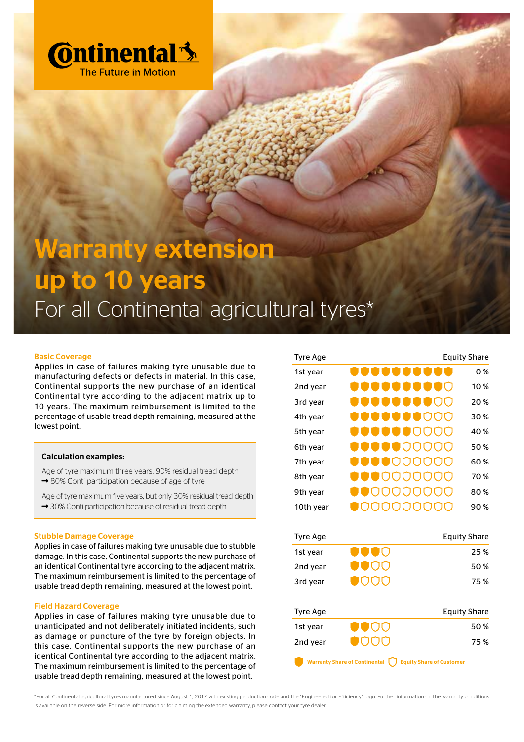Continental
The Future in Motion

# Warranty extension up to 10 years

## For all Continental agricultural tyres*

### Basic Coverage

Applies in case of failures making tyre unusable due to manufacturing defects or defects in material. In this case, Continental supports the new purchase of an identical Continental tyre according to the adjacent matrix up to 10 years. The maximum reimbursement is limited to the percentage of usable tread depth remaining, measured at the lowest point.

**Calculation examples:**

Age of tyre maximum three years, 90% residual tread depth
➞ 80% Conti participation because of age of tyre

Age of tyre maximum five years, but only 30% residual tread depth
➞ 30% Conti participation because of residual tread depth

| Tyre Age | Equity Share |
|---|---|
| 1st year | 0 % |
| 2nd year | 10 % |
| 3rd year | 20 % |
| 4th year | 30 % |
| 5th year | 40 % |
| 6th year | 50 % |
| 7th year | 60 % |
| 8th year | 70 % |
| 9th year | 80 % |
| 10th year | 90 % |

### Stubble Damage Coverage

Applies in case of failures making tyre unusable due to stubble damage. In this case, Continental supports the new purchase of an identical Continental tyre according to the adjacent matrix. The maximum reimbursement is limited to the percentage of usable tread depth remaining, measured at the lowest point.

| Tyre Age | Equity Share |
|---|---|
| 1st year | 25 % |
| 2nd year | 50 % |
| 3rd year | 75 % |

### Field Hazard Coverage

Applies in case of failures making tyre unusable due to unanticipated and not deliberately initiated incidents, such as damage or puncture of the tyre by foreign objects. In this case, Continental supports the new purchase of an identical Continental tyre according to the adjacent matrix. The maximum reimbursement is limited to the percentage of usable tread depth remaining, measured at the lowest point.

| Tyre Age | Equity Share |
|---|---|
| 1st year | 50 % |
| 2nd year | 75 % |

Warranty Share of Continental | Equity Share of Customer

*For all Continental agricultural tyres manufactured since August 1, 2017 with existing production code and the "Engineered for Efficiency" logo. Further information on the warranty conditions is available on the reverse side. For more information or for claiming the extended warranty, please contact your tyre dealer.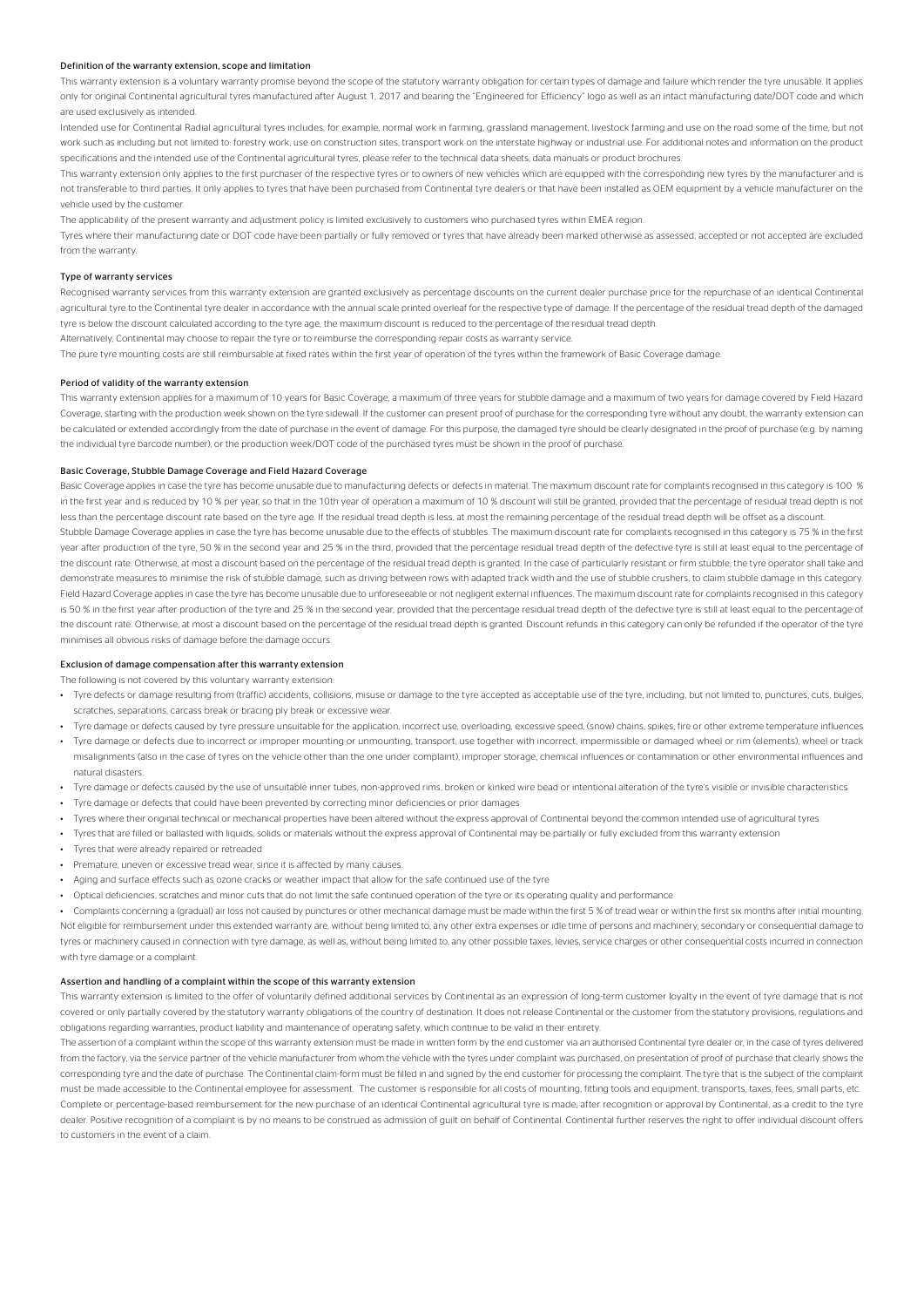### Definition of the warranty extension, scope and limitation

This warranty extension is a voluntary warranty promise beyond the scope of the statutory warranty obligation for certain types of damage and failure which render the tyre unusable. It applies only for original Continental agricultural tyres manufactured after August 1, 2017 and bearing the "Engineered for Efficiency" logo as well as an intact manufacturing date/DOT code and which are used exclusively as intended.

Intended use for Continental Radial agricultural tyres includes, for example, normal work in farming, grassland management, livestock farming and use on the road some of the time, but not work such as including but not limited to: forestry work, use on construction sites, transport work on the interstate highway or industrial use. For additional notes and information on the product specifications and the intended use of the Continental agricultural tyres, please refer to the technical data sheets, data manuals or product brochures.

This warranty extension only applies to the first purchaser of the respective tyres or to owners of new vehicles which are equipped with the corresponding new tyres by the manufacturer and is not transferable to third parties. It only applies to tyres that have been purchased from Continental tyre dealers or that have been installed as OEM equipment by a vehicle manufacturer on the vehicle used by the customer.

The applicability of the present warranty and adjustment policy is limited exclusively to customers who purchased tyres within EMEA region.

Tyres where their manufacturing date or DOT code have been partially or fully removed or tyres that have already been marked otherwise as assessed, accepted or not accepted are excluded from the warranty.

### Type of warranty services

Recognised warranty services from this warranty extension are granted exclusively as percentage discounts on the current dealer purchase price for the repurchase of an identical Continental agricultural tyre to the Continental tyre dealer in accordance with the annual scale printed overleaf for the respective type of damage. If the percentage of the residual tread depth of the damaged tyre is below the discount calculated according to the tyre age, the maximum discount is reduced to the percentage of the residual tread depth.

Alternatively, Continental may choose to repair the tyre or to reimburse the corresponding repair costs as warranty service.

The pure tyre mounting costs are still reimbursable at fixed rates within the first year of operation of the tyres within the framework of Basic Coverage damage.

### Period of validity of the warranty extension

This warranty extension applies for a maximum of 10 years for Basic Coverage, a maximum of three years for stubble damage and a maximum of two years for damage covered by Field Hazard Coverage, starting with the production week shown on the tyre sidewall. If the customer can present proof of purchase for the corresponding tyre without any doubt, the warranty extension can be calculated or extended accordingly from the date of purchase in the event of damage. For this purpose, the damaged tyre should be clearly designated in the proof of purchase (e.g. by naming the individual tyre barcode number), or the production week/DOT code of the purchased tyres must be shown in the proof of purchase.

### Basic Coverage, Stubble Damage Coverage and Field Hazard Coverage

Basic Coverage applies in case the tyre has become unusable due to manufacturing defects or defects in material. The maximum discount rate for complaints recognised in this category is 100 % in the first year and is reduced by 10 % per year, so that in the 10th year of operation a maximum of 10 % discount will still be granted, provided that the percentage of residual tread depth is not less than the percentage discount rate based on the tyre age. If the residual tread depth is less, at most the remaining percentage of the residual tread depth will be offset as a discount.

Stubble Damage Coverage applies in case the tyre has become unusable due to the effects of stubbles. The maximum discount rate for complaints recognised in this category is 75 % in the first year after production of the tyre, 50 % in the second year and 25 % in the third, provided that the percentage residual tread depth of the defective tyre is still at least equal to the percentage of the discount rate. Otherwise, at most a discount based on the percentage of the residual tread depth is granted. In the case of particularly resistant or firm stubble, the tyre operator shall take and demonstrate measures to minimise the risk of stubble damage, such as driving between rows with adapted track width and the use of stubble crushers, to claim stubble damage in this category.

Field Hazard Coverage applies in case the tyre has become unusable due to unforeseeable or not negligent external influences. The maximum discount rate for complaints recognised in this category is 50 % in the first year after production of the tyre and 25 % in the second year, provided that the percentage residual tread depth of the defective tyre is still at least equal to the percentage of the discount rate. Otherwise, at most a discount based on the percentage of the residual tread depth is granted. Discount refunds in this category can only be refunded if the operator of the tyre minimises all obvious risks of damage before the damage occurs.

### Exclusion of damage compensation after this warranty extension

The following is not covered by this voluntary warranty extension:

- Tyre defects or damage resulting from (traffic) accidents, collisions, misuse or damage to the tyre accepted as acceptable use of the tyre, including, but not limited to, punctures, cuts, bulges, scratches, separations, carcass break or bracing ply break or excessive wear.
- Tyre damage or defects caused by tyre pressure unsuitable for the application, incorrect use, overloading, excessive speed, (snow) chains, spikes, fire or other extreme temperature influences
- Tyre damage or defects due to incorrect or improper mounting or unmounting, transport, use together with incorrect, impermissible or damaged wheel or rim (elements), wheel or track misalignments (also in the case of tyres on the vehicle other than the one under complaint), improper storage, chemical influences or contamination or other environmental influences and natural disasters.
- Tyre damage or defects caused by the use of unsuitable inner tubes, non-approved rims, broken or kinked wire bead or intentional alteration of the tyre's visible or invisible characteristics
- Tyre damage or defects that could have been prevented by correcting minor deficiencies or prior damages
- Tyres where their original technical or mechanical properties have been altered without the express approval of Continental beyond the common intended use of agricultural tyres
- Tyres that are filled or ballasted with liquids, solids or materials without the express approval of Continental may be partially or fully excluded from this warranty extension
- Tyres that were already repaired or retreaded
- Premature, uneven or excessive tread wear, since it is affected by many causes.
- Aging and surface effects such as ozone cracks or weather impact that allow for the safe continued use of the tyre
- Optical deficiencies, scratches and minor cuts that do not limit the safe continued operation of the tyre or its operating quality and performance
- Complaints concerning a (gradual) air loss not caused by punctures or other mechanical damage must be made within the first 5 % of tread wear or within the first six months after initial mounting.

Not eligible for reimbursement under this extended warranty are, without being limited to, any other extra expenses or idle time of persons and machinery, secondary or consequential damage to tyres or machinery caused in connection with tyre damage, as well as, without being limited to, any other possible taxes, levies, service charges or other consequential costs incurred in connection with tyre damage or a complaint.

### Assertion and handling of a complaint within the scope of this warranty extension

This warranty extension is limited to the offer of voluntarily defined additional services by Continental as an expression of long-term customer loyalty in the event of tyre damage that is not covered or only partially covered by the statutory warranty obligations of the country of destination. It does not release Continental or the customer from the statutory provisions, regulations and obligations regarding warranties, product liability and maintenance of operating safety, which continue to be valid in their entirety.

The assertion of a complaint within the scope of this warranty extension must be made in written form by the end customer via an authorised Continental tyre dealer or, in the case of tyres delivered from the factory, via the service partner of the vehicle manufacturer from whom the vehicle with the tyres under complaint was purchased, on presentation of proof of purchase that clearly shows the corresponding tyre and the date of purchase. The Continental claim-form must be filled in and signed by the end customer for processing the complaint. The tyre that is the subject of the complaint must be made accessible to the Continental employee for assessment. The customer is responsible for all costs of mounting, fitting tools and equipment, transports, taxes, fees, small parts, etc.

Complete or percentage-based reimbursement for the new purchase of an identical Continental agricultural tyre is made, after recognition or approval by Continental, as a credit to the tyre dealer. Positive recognition of a complaint is by no means to be construed as admission of guilt on behalf of Continental. Continental further reserves the right to offer individual discount offers to customers in the event of a claim.